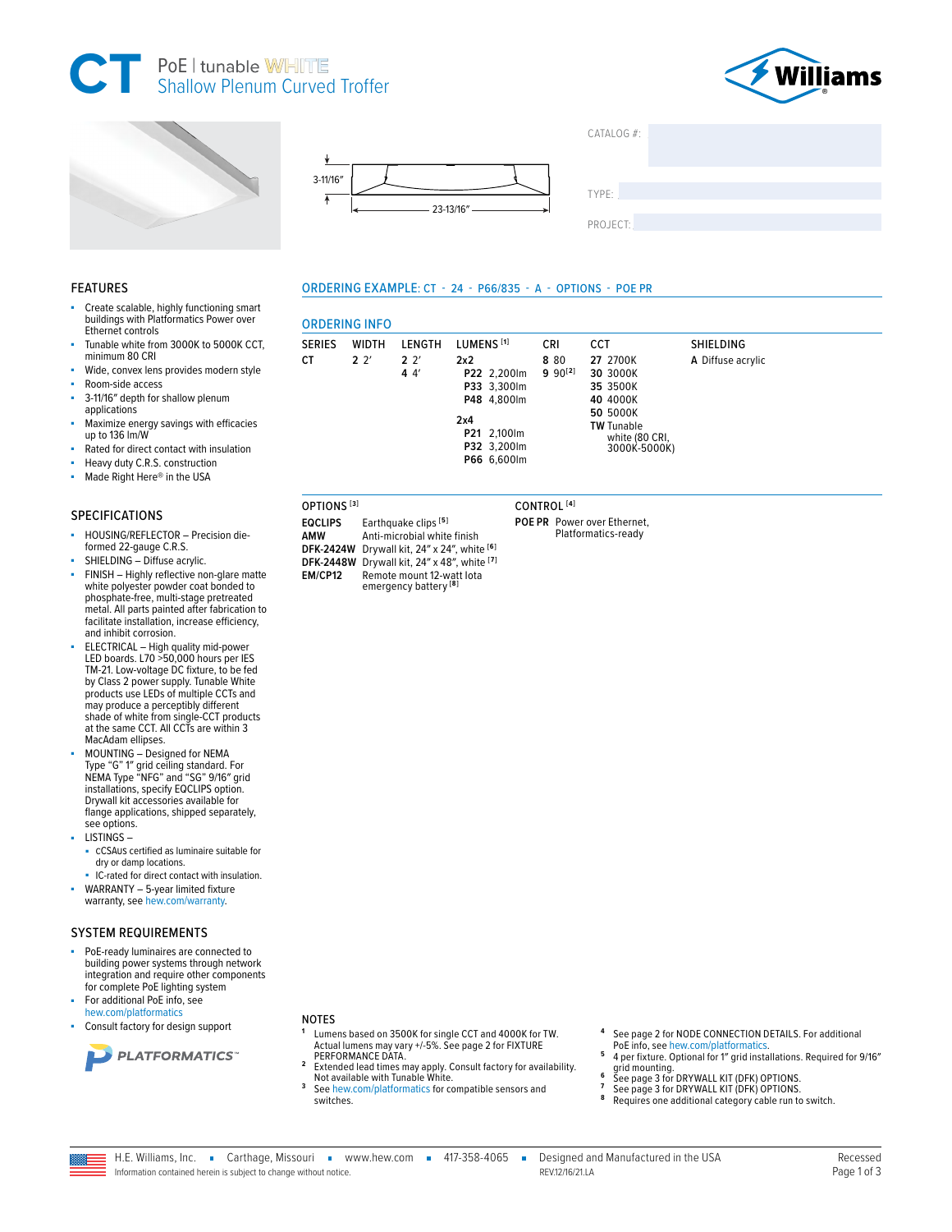# CT PoE | tunable WHITE
## Shallow Plenum Curved Troffer

Williams

3-11/16"

23-13/16"

CATALOG #:

TYPE:

PROJECT:

## FEATURES

- Create scalable, highly functioning smart buildings with Platformatics Power over Ethernet controls
- Tunable white from 3000K to 5000K CCT, minimum 80 CRI
- Wide, convex lens provides modern style
- Room-side access
- 3-11/16" depth for shallow plenum applications
- Maximize energy savings with efficacies up to 136 lm/W
- Rated for direct contact with insulation
- Heavy duty C.R.S. construction
- Made Right Here® in the USA

## SPECIFICATIONS

- HOUSING/REFLECTOR – Precision die-formed 22-gauge C.R.S.
- SHIELDING – Diffuse acrylic.
- FINISH – Highly reflective non-glare matte white polyester powder coat bonded to phosphate-free, multi-stage pretreated metal. All parts painted after fabrication to facilitate installation, increase efficiency, and inhibit corrosion.
- ELECTRICAL – High quality mid-power LED boards. L70 >50,000 hours per IES TM-21. Low-voltage DC fixture, to be fed by Class 2 power supply. Tunable White products use LEDs of multiple CCTs and may produce a perceptibly different shade of white from single-CCT products at the same CCT. All CCTs are within 3 MacAdam ellipses.
- MOUNTING – Designed for NEMA Type "G" 1" grid ceiling standard. For NEMA Type "NFG" and "SG" 9/16" grid installations, specify EQCLIPS option. Drywall kit accessories available for flange applications, shipped separately, see options.
- LISTINGS –
  - cCSAus certified as luminaire suitable for dry or damp locations.
  - IC-rated for direct contact with insulation.
- WARRANTY – 5-year limited fixture warranty, see hew.com/warranty.

## SYSTEM REQUIREMENTS

- PoE-ready luminaires are connected to building power systems through network integration and require other components for complete PoE lighting system
- For additional PoE info, see hew.com/platformatics
- Consult factory for design support

PLATFORMATICS™

## ORDERING EXAMPLE: CT - 24 - P66/835 - A - OPTIONS - POE PR

## ORDERING INFO

| SERIES | WIDTH | LENGTH | LUMENS [1] | CRI | CCT | SHIELDING |
|---|---|---|---|---|---|---|
| CT | 2 2' | 2 2' | **2x2** | 8 80 | 27 2700K | A Diffuse acrylic |
| | | 4 4' | P22 2,200lm | 9 90[2] | 30 3000K | |
| | | | P33 3,300lm | | 35 3500K | |
| | | | P48 4,800lm | | 40 4000K | |
| | | | **2x4** | | 50 5000K | |
| | | | P21 2,100lm | | TW Tunable white (80 CRI, 3000K-5000K) | |
| | | | P32 3,200lm | | | |
| | | | P66 6,600lm | | | |

### OPTIONS [3]

| Code | Description |
|---|---|
| EQCLIPS | Earthquake clips [5] |
| AMW | Anti-microbial white finish |
| DFK-2424W | Drywall kit, 24" x 24", white [6] |
| DFK-2448W | Drywall kit, 24" x 48", white [7] |
| EM/CP12 | Remote mount 12-watt Iota emergency battery [8] |

### CONTROL [4]

| Code | Description |
|---|---|
| POE PR | Power over Ethernet, Platformatics-ready |

## NOTES

1. Lumens based on 3500K for single CCT and 4000K for TW. Actual lumens may vary +/-5%. See page 2 for FIXTURE PERFORMANCE DATA.
2. Extended lead times may apply. Consult factory for availability. Not available with Tunable White.
3. See hew.com/platformatics for compatible sensors and switches.
4. See page 2 for NODE CONNECTION DETAILS. For additional PoE info, see hew.com/platformatics.
5. 4 per fixture. Optional for 1" grid installations. Required for 9/16" grid mounting.
6. See page 3 for DRYWALL KIT (DFK) OPTIONS.
7. See page 3 for DRYWALL KIT (DFK) OPTIONS.
8. Requires one additional category cable run to switch.

H.E. Williams, Inc. ▪ Carthage, Missouri ▪ www.hew.com ▪ 417-358-4065 ▪ Designed and Manufactured in the USA

Information contained herein is subject to change without notice. REV.12/16/21.LA

Recessed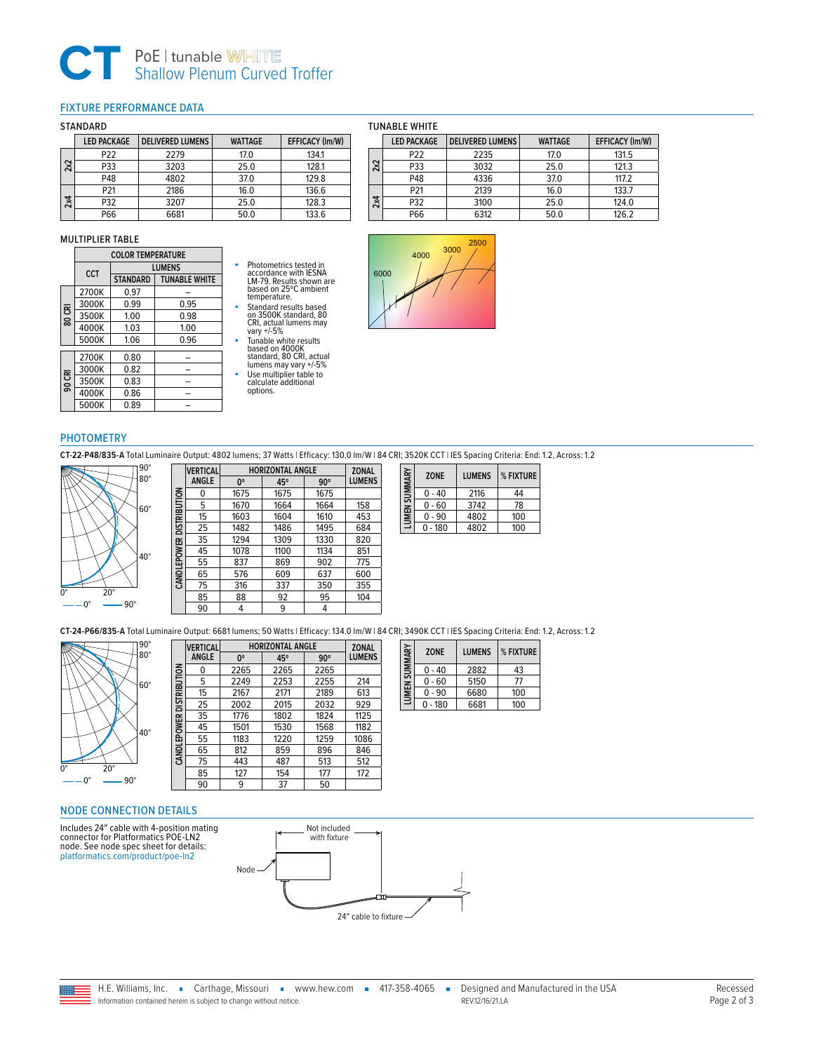# CT PoE | tunable WHITE
## Shallow Plenum Curved Troffer

## FIXTURE PERFORMANCE DATA

### STANDARD

| | LED PACKAGE | DELIVERED LUMENS | WATTAGE | EFFICACY (lm/W) |
|---|---|---|---|---|
| 2x2 | P22 | 2279 | 17.0 | 134.1 |
| | P33 | 3203 | 25.0 | 128.1 |
| | P48 | 4802 | 37.0 | 129.8 |
| 2x4 | P21 | 2186 | 16.0 | 136.6 |
| | P32 | 3207 | 25.0 | 128.3 |
| | P66 | 6681 | 50.0 | 133.6 |

### TUNABLE WHITE

| | LED PACKAGE | DELIVERED LUMENS | WATTAGE | EFFICACY (lm/W) |
|---|---|---|---|---|
| 2x2 | P22 | 2235 | 17.0 | 131.5 |
| | P33 | 3032 | 25.0 | 121.3 |
| | P48 | 4336 | 37.0 | 117.2 |
| 2x4 | P21 | 2139 | 16.0 | 133.7 |
| | P32 | 3100 | 25.0 | 124.0 |
| | P66 | 6312 | 50.0 | 126.2 |

### MULTIPLIER TABLE

| | COLOR TEMPERATURE | | |
|---|---|---|---|
| | CCT | LUMENS | |
| | | STANDARD | TUNABLE WHITE |
| 80 CRI | 2700K | 0.97 | – |
| | 3000K | 0.99 | 0.95 |
| | 3500K | 1.00 | 0.98 |
| | 4000K | 1.03 | 1.00 |
| | 5000K | 1.06 | 0.96 |
| 90 CRI | 2700K | 0.80 | – |
| | 3000K | 0.82 | – |
| | 3500K | 0.83 | – |
| | 4000K | 0.86 | – |
| | 5000K | 0.89 | – |

- Photometrics tested in accordance with IESNA LM-79. Results shown are based on 25°C ambient temperature.
- Standard results based on 3500K standard, 80 CRI, actual lumens may vary +/-5%
- Tunable white results based on 4000K standard, 80 CRI, actual lumens may vary +/-5%
- Use multiplier table to calculate additional options.

## PHOTOMETRY

**CT-22-P48/835-A** Total Luminaire Output: 4802 lumens; 37 Watts | Efficacy: 130.0 lm/W | 84 CRI; 3520K CCT | IES Spacing Criteria: End: 1.2, Across: 1.2

CANDLEPOWER DISTRIBUTION

| VERTICAL ANGLE | HORIZONTAL ANGLE 0° | 45° | 90° | ZONAL LUMENS |
|---|---|---|---|---|
| 0 | 1675 | 1675 | 1675 | |
| 5 | 1670 | 1664 | 1664 | 158 |
| 15 | 1603 | 1604 | 1610 | 453 |
| 25 | 1482 | 1486 | 1495 | 684 |
| 35 | 1294 | 1309 | 1330 | 820 |
| 45 | 1078 | 1100 | 1134 | 851 |
| 55 | 837 | 869 | 902 | 775 |
| 65 | 576 | 609 | 637 | 600 |
| 75 | 316 | 337 | 350 | 355 |
| 85 | 88 | 92 | 95 | 104 |
| 90 | 4 | 9 | 4 | |

LUMEN SUMMARY

| ZONE | LUMENS | % FIXTURE |
|---|---|---|
| 0 - 40 | 2116 | 44 |
| 0 - 60 | 3742 | 78 |
| 0 - 90 | 4802 | 100 |
| 0 - 180 | 4802 | 100 |

**CT-24-P66/835-A** Total Luminaire Output: 6681 lumens; 50 Watts | Efficacy: 134.0 lm/W | 84 CRI; 3490K CCT | IES Spacing Criteria: End: 1.2, Across: 1.2

CANDLEPOWER DISTRIBUTION

| VERTICAL ANGLE | HORIZONTAL ANGLE 0° | 45° | 90° | ZONAL LUMENS |
|---|---|---|---|---|
| 0 | 2265 | 2265 | 2265 | |
| 5 | 2249 | 2253 | 2255 | 214 |
| 15 | 2167 | 2171 | 2189 | 613 |
| 25 | 2002 | 2015 | 2032 | 929 |
| 35 | 1776 | 1802 | 1824 | 1125 |
| 45 | 1501 | 1530 | 1568 | 1182 |
| 55 | 1183 | 1220 | 1259 | 1086 |
| 65 | 812 | 859 | 896 | 846 |
| 75 | 443 | 487 | 513 | 512 |
| 85 | 127 | 154 | 177 | 172 |
| 90 | 9 | 37 | 50 | |

LUMEN SUMMARY

| ZONE | LUMENS | % FIXTURE |
|---|---|---|
| 0 - 40 | 2882 | 43 |
| 0 - 60 | 5150 | 77 |
| 0 - 90 | 6680 | 100 |
| 0 - 180 | 6681 | 100 |

## NODE CONNECTION DETAILS

Includes 24" cable with 4-position mating connector for Platformatics POE-LN2 node. See node spec sheet for details: platformatics.com/product/poe-ln2

Node — Not included with fixture — 24" cable to fixture

H.E. Williams, Inc. ▪ Carthage, Missouri ▪ www.hew.com ▪ 417-358-4065 ▪ Designed and Manufactured in the USA
Information contained herein is subject to change without notice. REV.12/16/21.LA
Recessed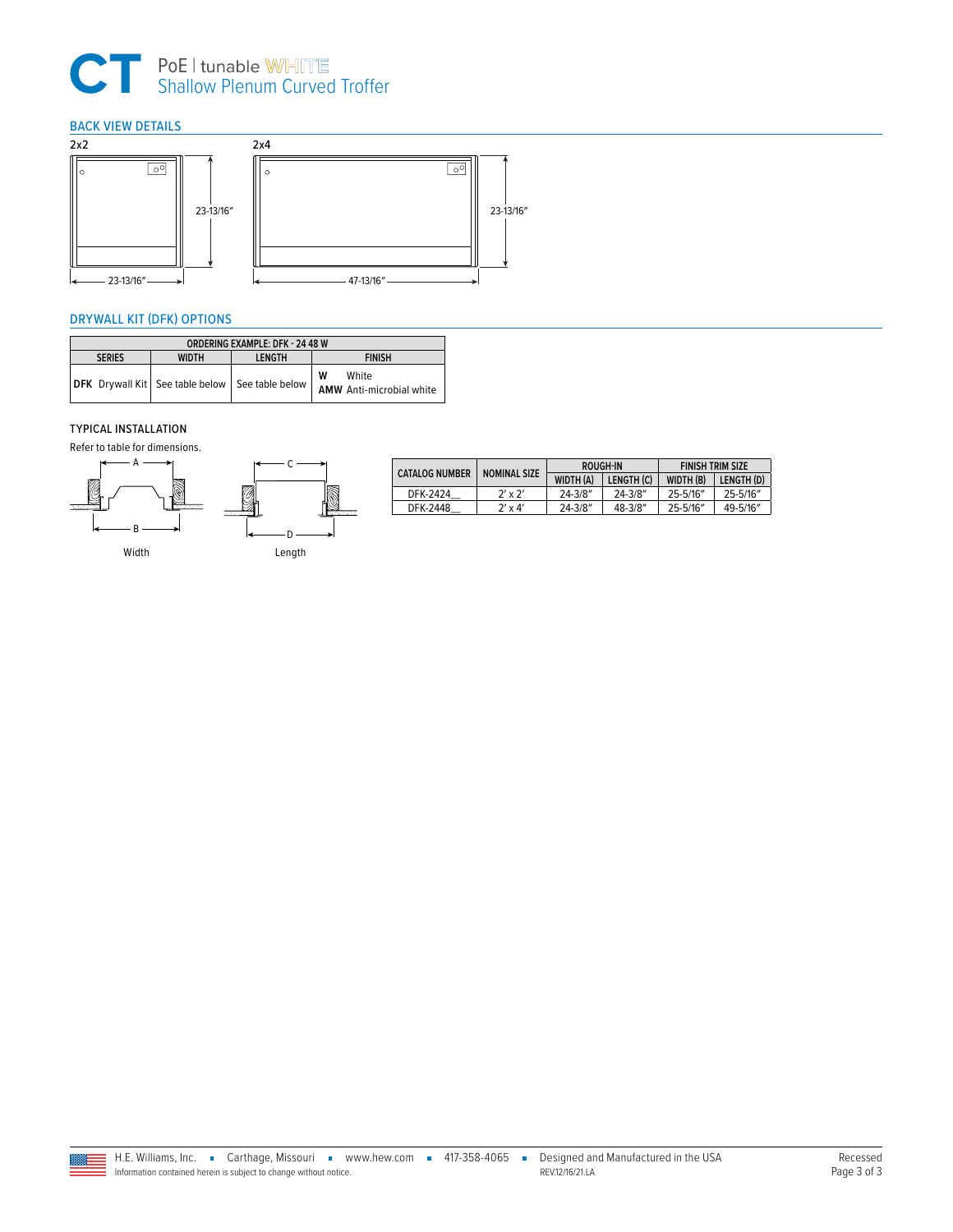# CT PoE | tunable WHITE
## Shallow Plenum Curved Troffer

## BACK VIEW DETAILS

2x2

23-13/16″

23-13/16″

2x4

23-13/16″

47-13/16″

## DRYWALL KIT (DFK) OPTIONS

| ORDERING EXAMPLE: DFK - 24 48 W | | | |
|---|---|---|---|
| SERIES | WIDTH | LENGTH | FINISH |
| **DFK** Drywall Kit | See table below | See table below | **W** White<br>**AMW** Anti-microbial white |

### TYPICAL INSTALLATION

Refer to table for dimensions.

A

B

Width

C

D

Length

| CATALOG NUMBER | NOMINAL SIZE | ROUGH-IN | | FINISH TRIM SIZE | |
|---|---|---|---|---|---|
| | | WIDTH (A) | LENGTH (C) | WIDTH (B) | LENGTH (D) |
| DFK-2424__ | 2′ x 2′ | 24-3/8″ | 24-3/8″ | 25-5/16″ | 25-5/16″ |
| DFK-2448__ | 2′ x 4′ | 24-3/8″ | 48-3/8″ | 25-5/16″ | 49-5/16″ |

H.E. Williams, Inc. ▪ Carthage, Missouri ▪ www.hew.com ▪ 417-358-4065 ▪ Designed and Manufactured in the USA

Information contained herein is subject to change without notice. REV.12/16/21.LA

Recessed